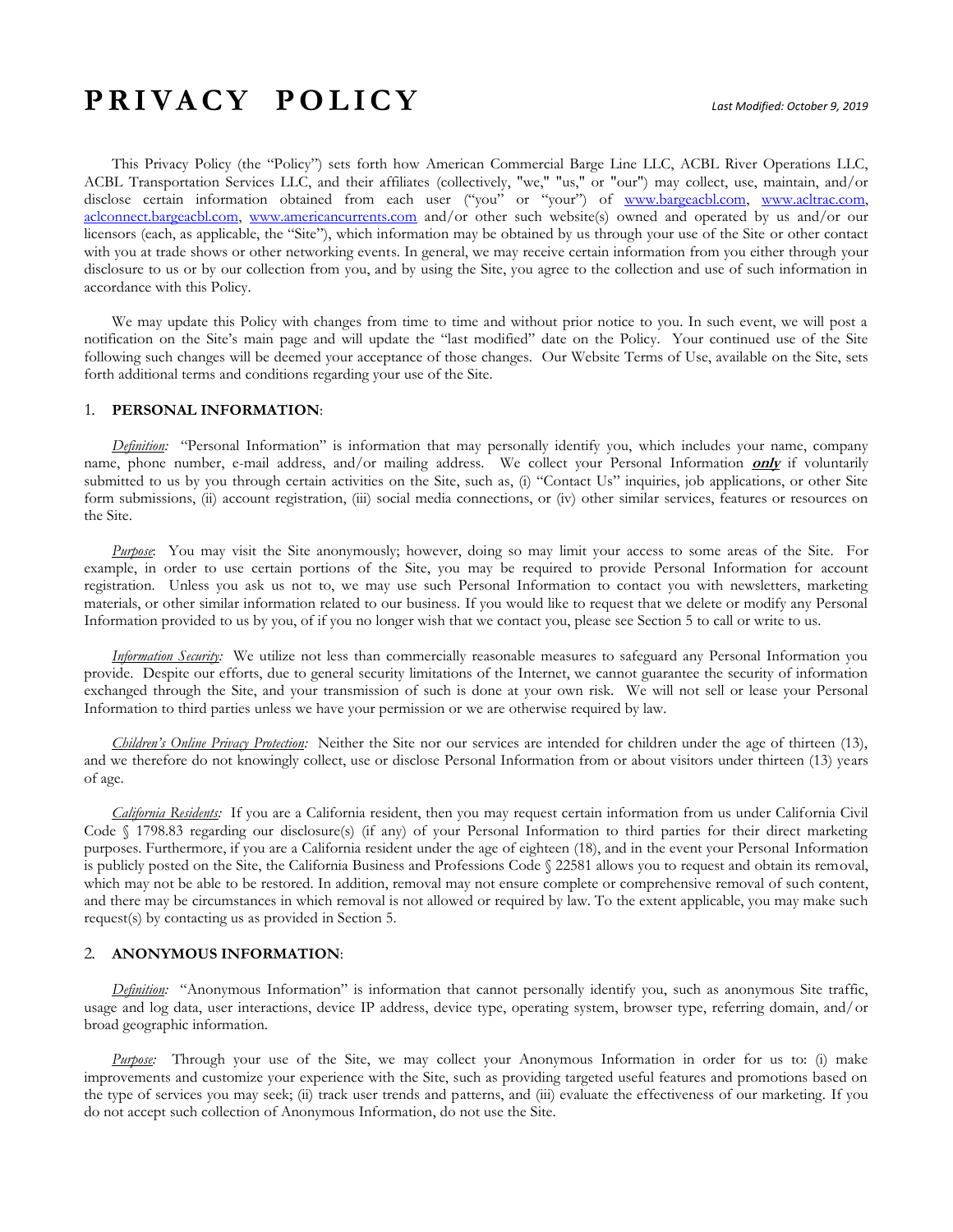# PRIVACY POLICY

*Last Modified: October 9, 2019*

This Privacy Policy (the "Policy") sets forth how American Commercial Barge Line LLC, ACBL River Operations LLC, ACBL Transportation Services LLC, and their affiliates (collectively, "we," "us," or "our") may collect, use, maintain, and/or disclose certain information obtained from each user ("you" or "your") of www.bargeacbl.com, www.acltrac.com, aclconnect.bargeacbl.com, www.americancurrents.com and/or other such website(s) owned and operated by us and/or our licensors (each, as applicable, the "Site"), which information may be obtained by us through your use of the Site or other contact with you at trade shows or other networking events. In general, we may receive certain information from you either through your disclosure to us or by our collection from you, and by using the Site, you agree to the collection and use of such information in accordance with this Policy.

We may update this Policy with changes from time to time and without prior notice to you. In such event, we will post a notification on the Site's main page and will update the "last modified" date on the Policy. Your continued use of the Site following such changes will be deemed your acceptance of those changes. Our Website Terms of Use, available on the Site, sets forth additional terms and conditions regarding your use of the Site.

## 1. **PERSONAL INFORMATION**:

*Definition:* "Personal Information" is information that may personally identify you, which includes your name, company name, phone number, e-mail address, and/or mailing address. We collect your Personal Information ***only*** if voluntarily submitted to us by you through certain activities on the Site, such as, (i) "Contact Us" inquiries, job applications, or other Site form submissions, (ii) account registration, (iii) social media connections, or (iv) other similar services, features or resources on the Site.

*Purpose*: You may visit the Site anonymously; however, doing so may limit your access to some areas of the Site. For example, in order to use certain portions of the Site, you may be required to provide Personal Information for account registration. Unless you ask us not to, we may use such Personal Information to contact you with newsletters, marketing materials, or other similar information related to our business. If you would like to request that we delete or modify any Personal Information provided to us by you, of if you no longer wish that we contact you, please see Section 5 to call or write to us.

*Information Security:* We utilize not less than commercially reasonable measures to safeguard any Personal Information you provide. Despite our efforts, due to general security limitations of the Internet, we cannot guarantee the security of information exchanged through the Site, and your transmission of such is done at your own risk. We will not sell or lease your Personal Information to third parties unless we have your permission or we are otherwise required by law.

*Children's Online Privacy Protection:* Neither the Site nor our services are intended for children under the age of thirteen (13), and we therefore do not knowingly collect, use or disclose Personal Information from or about visitors under thirteen (13) years of age.

*California Residents:* If you are a California resident, then you may request certain information from us under California Civil Code § 1798.83 regarding our disclosure(s) (if any) of your Personal Information to third parties for their direct marketing purposes. Furthermore, if you are a California resident under the age of eighteen (18), and in the event your Personal Information is publicly posted on the Site, the California Business and Professions Code § 22581 allows you to request and obtain its removal, which may not be able to be restored. In addition, removal may not ensure complete or comprehensive removal of such content, and there may be circumstances in which removal is not allowed or required by law. To the extent applicable, you may make such request(s) by contacting us as provided in Section 5.

## 2. **ANONYMOUS INFORMATION**:

*Definition:* "Anonymous Information" is information that cannot personally identify you, such as anonymous Site traffic, usage and log data, user interactions, device IP address, device type, operating system, browser type, referring domain, and/or broad geographic information.

*Purpose:* Through your use of the Site, we may collect your Anonymous Information in order for us to: (i) make improvements and customize your experience with the Site, such as providing targeted useful features and promotions based on the type of services you may seek; (ii) track user trends and patterns, and (iii) evaluate the effectiveness of our marketing. If you do not accept such collection of Anonymous Information, do not use the Site.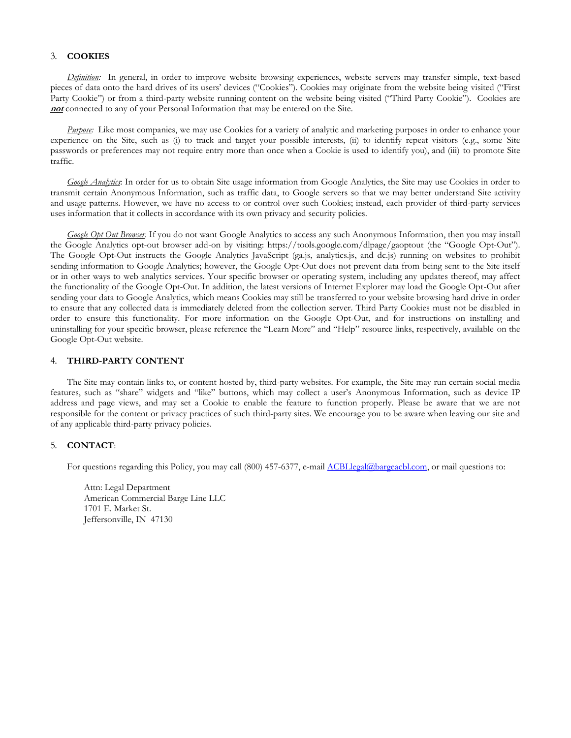## 3. **COOKIES**

*Definition:* In general, in order to improve website browsing experiences, website servers may transfer simple, text-based pieces of data onto the hard drives of its users' devices ("Cookies"). Cookies may originate from the website being visited ("First Party Cookie") or from a third-party website running content on the website being visited ("Third Party Cookie"). Cookies are ***not*** connected to any of your Personal Information that may be entered on the Site.

*Purpose:* Like most companies, we may use Cookies for a variety of analytic and marketing purposes in order to enhance your experience on the Site, such as (i) to track and target your possible interests, (ii) to identify repeat visitors (e.g., some Site passwords or preferences may not require entry more than once when a Cookie is used to identify you), and (iii) to promote Site traffic.

*Google Analytics*: In order for us to obtain Site usage information from Google Analytics, the Site may use Cookies in order to transmit certain Anonymous Information, such as traffic data, to Google servers so that we may better understand Site activity and usage patterns. However, we have no access to or control over such Cookies; instead, each provider of third-party services uses information that it collects in accordance with its own privacy and security policies.

*Google Opt Out Browser*. If you do not want Google Analytics to access any such Anonymous Information, then you may install the Google Analytics opt-out browser add-on by visiting: https://tools.google.com/dlpage/gaoptout (the "Google Opt-Out"). The Google Opt-Out instructs the Google Analytics JavaScript (ga.js, analytics.js, and dc.js) running on websites to prohibit sending information to Google Analytics; however, the Google Opt-Out does not prevent data from being sent to the Site itself or in other ways to web analytics services. Your specific browser or operating system, including any updates thereof, may affect the functionality of the Google Opt-Out. In addition, the latest versions of Internet Explorer may load the Google Opt-Out after sending your data to Google Analytics, which means Cookies may still be transferred to your website browsing hard drive in order to ensure that any collected data is immediately deleted from the collection server. Third Party Cookies must not be disabled in order to ensure this functionality. For more information on the Google Opt-Out, and for instructions on installing and uninstalling for your specific browser, please reference the "Learn More" and "Help" resource links, respectively, available on the Google Opt-Out website.

## 4. **THIRD-PARTY CONTENT**

The Site may contain links to, or content hosted by, third-party websites. For example, the Site may run certain social media features, such as "share" widgets and "like" buttons, which may collect a user's Anonymous Information, such as device IP address and page views, and may set a Cookie to enable the feature to function properly. Please be aware that we are not responsible for the content or privacy practices of such third-party sites. We encourage you to be aware when leaving our site and of any applicable third-party privacy policies.

## 5. **CONTACT**:

For questions regarding this Policy, you may call (800) 457-6377, e-mail ACBLlegal@bargeacbl.com, or mail questions to:

Attn: Legal Department
American Commercial Barge Line LLC
1701 E. Market St.
Jeffersonville, IN 47130